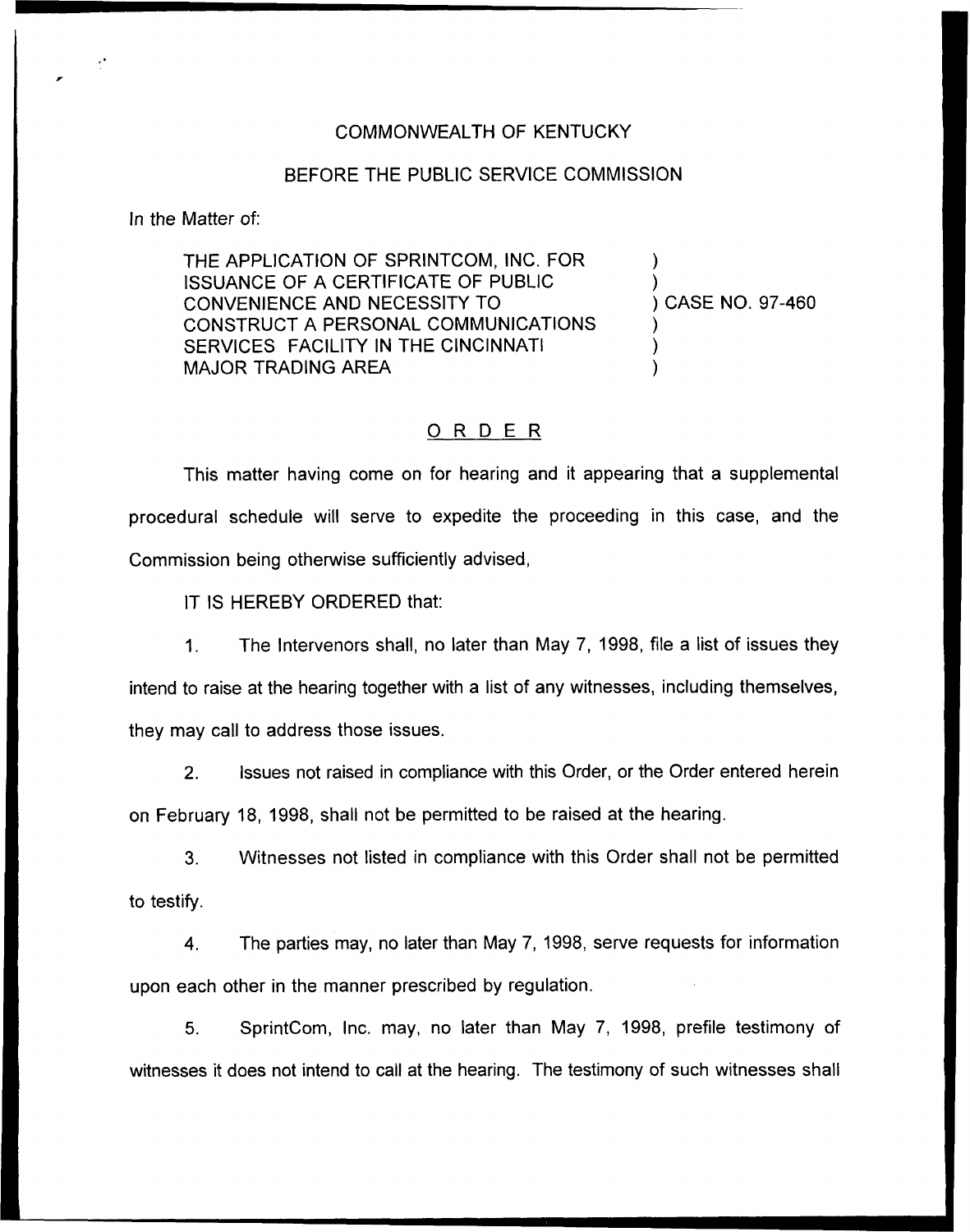COMMONWEALTH OF KENTUCKY

BEFORE THE PUBLIC SERVICE COMMISSION

In the Matter of:

| | | |
|---|---|---|
| THE APPLICATION OF SPRINTCOM, INC. FOR ISSUANCE OF A CERTIFICATE OF PUBLIC CONVENIENCE AND NECESSITY TO CONSTRUCT A PERSONAL COMMUNICATIONS SERVICES FACILITY IN THE CINCINNATI MAJOR TRADING AREA | ) | CASE NO. 97-460 |

## ORDER

This matter having come on for hearing and it appearing that a supplemental procedural schedule will serve to expedite the proceeding in this case, and the Commission being otherwise sufficiently advised,

IT IS HEREBY ORDERED that:

1. The Intervenors shall, no later than May 7, 1998, file a list of issues they intend to raise at the hearing together with a list of any witnesses, including themselves, they may call to address those issues.

2. Issues not raised in compliance with this Order, or the Order entered herein on February 18, 1998, shall not be permitted to be raised at the hearing.

3. Witnesses not listed in compliance with this Order shall not be permitted to testify.

4. The parties may, no later than May 7, 1998, serve requests for information upon each other in the manner prescribed by regulation.

5. SprintCom, Inc. may, no later than May 7, 1998, prefile testimony of witnesses it does not intend to call at the hearing. The testimony of such witnesses shall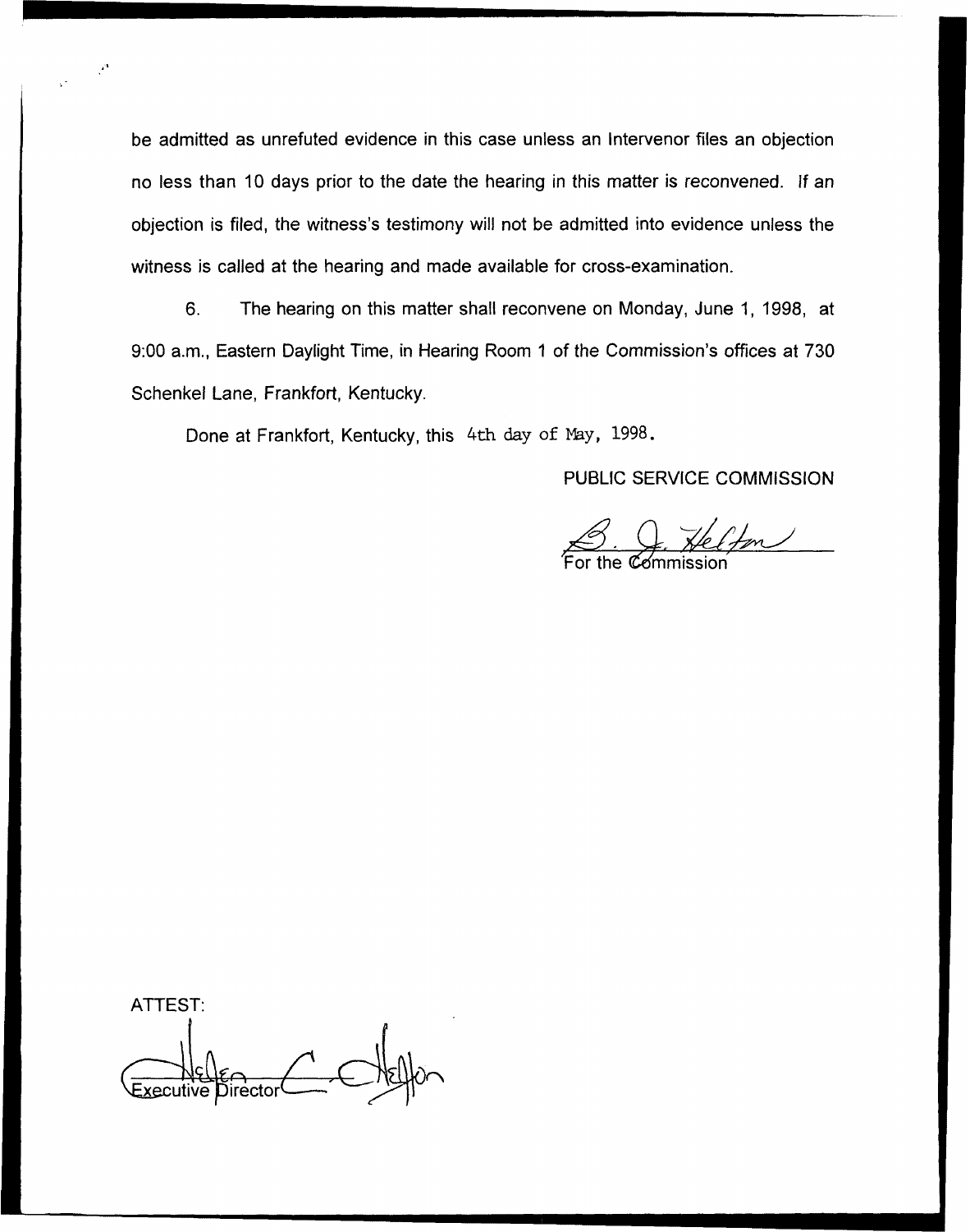be admitted as unrefuted evidence in this case unless an Intervenor files an objection no less than 10 days prior to the date the hearing in this matter is reconvened. If an objection is filed, the witness's testimony will not be admitted into evidence unless the witness is called at the hearing and made available for cross-examination.

6. The hearing on this matter shall reconvene on Monday, June 1, 1998, at 9:00 a.m., Eastern Daylight Time, in Hearing Room 1 of the Commission's offices at 730 Schenkel Lane, Frankfort, Kentucky.

Done at Frankfort, Kentucky, this 4th day of May, 1998.

PUBLIC SERVICE COMMISSION

For the Commission

ATTEST:

Executive Director